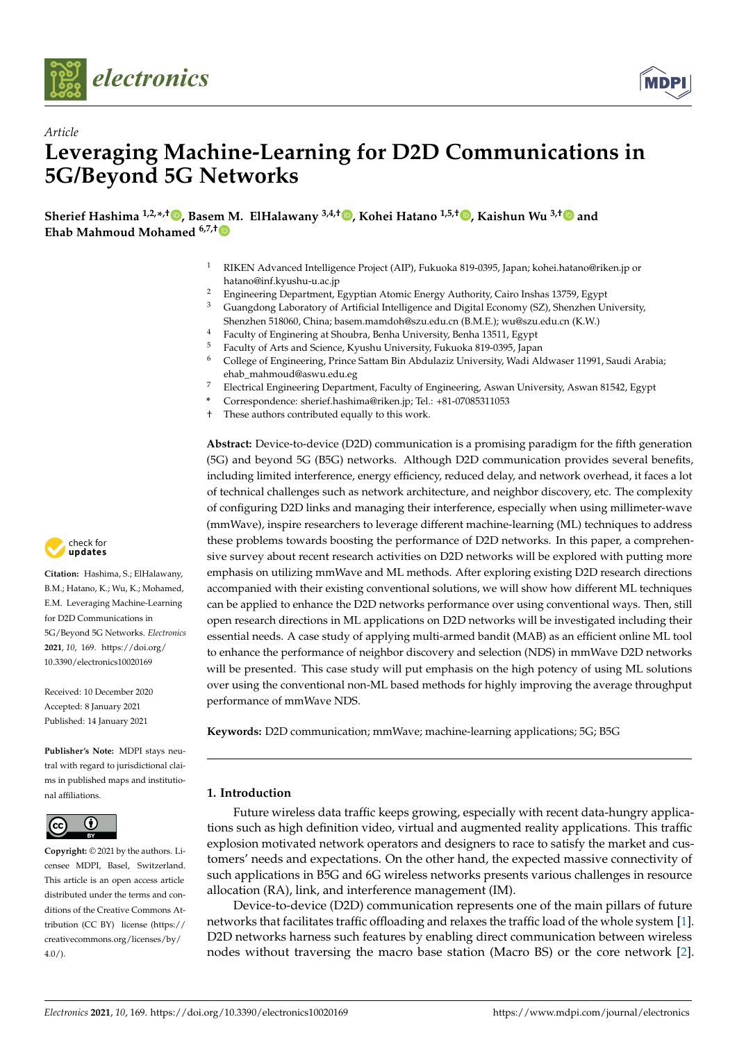Article

# Leveraging Machine-Learning for D2D Communications in 5G/Beyond 5G Networks

**Sherief Hashima [1,2,*,†], Basem M. ElHalawany [3,4,†], Kohei Hatano [1,5,†], Kaishun Wu [3,†] and Ehab Mahmoud Mohamed [6,7,†]**

1 RIKEN Advanced Intelligence Project (AIP), Fukuoka 819-0395, Japan; kohei.hatano@riken.jp or hatano@inf.kyushu-u.ac.jp
2 Engineering Department, Egyptian Atomic Energy Authority, Cairo Inshas 13759, Egypt
3 Guangdong Laboratory of Artificial Intelligence and Digital Economy (SZ), Shenzhen University, Shenzhen 518060, China; basem.mamdoh@szu.edu.cn (B.M.E.); wu@szu.edu.cn (K.W.)
4 Faculty of Enginering at Shoubra, Benha University, Benha 13511, Egypt
5 Faculty of Arts and Science, Kyushu University, Fukuoka 819-0395, Japan
6 College of Engineering, Prince Sattam Bin Abdulaziz University, Wadi Aldwaser 11991, Saudi Arabia; ehab_mahmoud@aswu.edu.eg
7 Electrical Engineering Department, Faculty of Engineering, Aswan University, Aswan 81542, Egypt
* Correspondence: sherief.hashima@riken.jp; Tel.: +81-07085311053
† These authors contributed equally to this work.

**Abstract:** Device-to-device (D2D) communication is a promising paradigm for the fifth generation (5G) and beyond 5G (B5G) networks. Although D2D communication provides several benefits, including limited interference, energy efficiency, reduced delay, and network overhead, it faces a lot of technical challenges such as network architecture, and neighbor discovery, etc. The complexity of configuring D2D links and managing their interference, especially when using millimeter-wave (mmWave), inspire researchers to leverage different machine-learning (ML) techniques to address these problems towards boosting the performance of D2D networks. In this paper, a comprehensive survey about recent research activities on D2D networks will be explored with putting more emphasis on utilizing mmWave and ML methods. After exploring existing D2D research directions accompanied with their existing conventional solutions, we will show how different ML techniques can be applied to enhance the D2D networks performance over using conventional ways. Then, still open research directions in ML applications on D2D networks will be investigated including their essential needs. A case study of applying multi-armed bandit (MAB) as an efficient online ML tool to enhance the performance of neighbor discovery and selection (NDS) in mmWave D2D networks will be presented. This case study will put emphasis on the high potency of using ML solutions over using the conventional non-ML based methods for highly improving the average throughput performance of mmWave NDS.

**Keywords:** D2D communication; mmWave; machine-learning applications; 5G; B5G

**Citation:** Hashima, S.; ElHalawany, B.M.; Hatano, K.; Wu, K.; Mohamed, E.M. Leveraging Machine-Learning for D2D Communications in 5G/Beyond 5G Networks. *Electronics* **2021**, *10*, 169. https://doi.org/10.3390/electronics10020169

Received: 10 December 2020
Accepted: 8 January 2021
Published: 14 January 2021

**Publisher's Note:** MDPI stays neutral with regard to jurisdictional claims in published maps and institutional affiliations.

**Copyright:** © 2021 by the authors. Licensee MDPI, Basel, Switzerland. This article is an open access article distributed under the terms and conditions of the Creative Commons Attribution (CC BY) license (https://creativecommons.org/licenses/by/4.0/).

## 1. Introduction

Future wireless data traffic keeps growing, especially with recent data-hungry applications such as high definition video, virtual and augmented reality applications. This traffic explosion motivated network operators and designers to race to satisfy the market and customers' needs and expectations. On the other hand, the expected massive connectivity of such applications in B5G and 6G wireless networks presents various challenges in resource allocation (RA), link, and interference management (IM).

Device-to-device (D2D) communication represents one of the main pillars of future networks that facilitates traffic offloading and relaxes the traffic load of the whole system [1]. D2D networks harness such features by enabling direct communication between wireless nodes without traversing the macro base station (Macro BS) or the core network [2].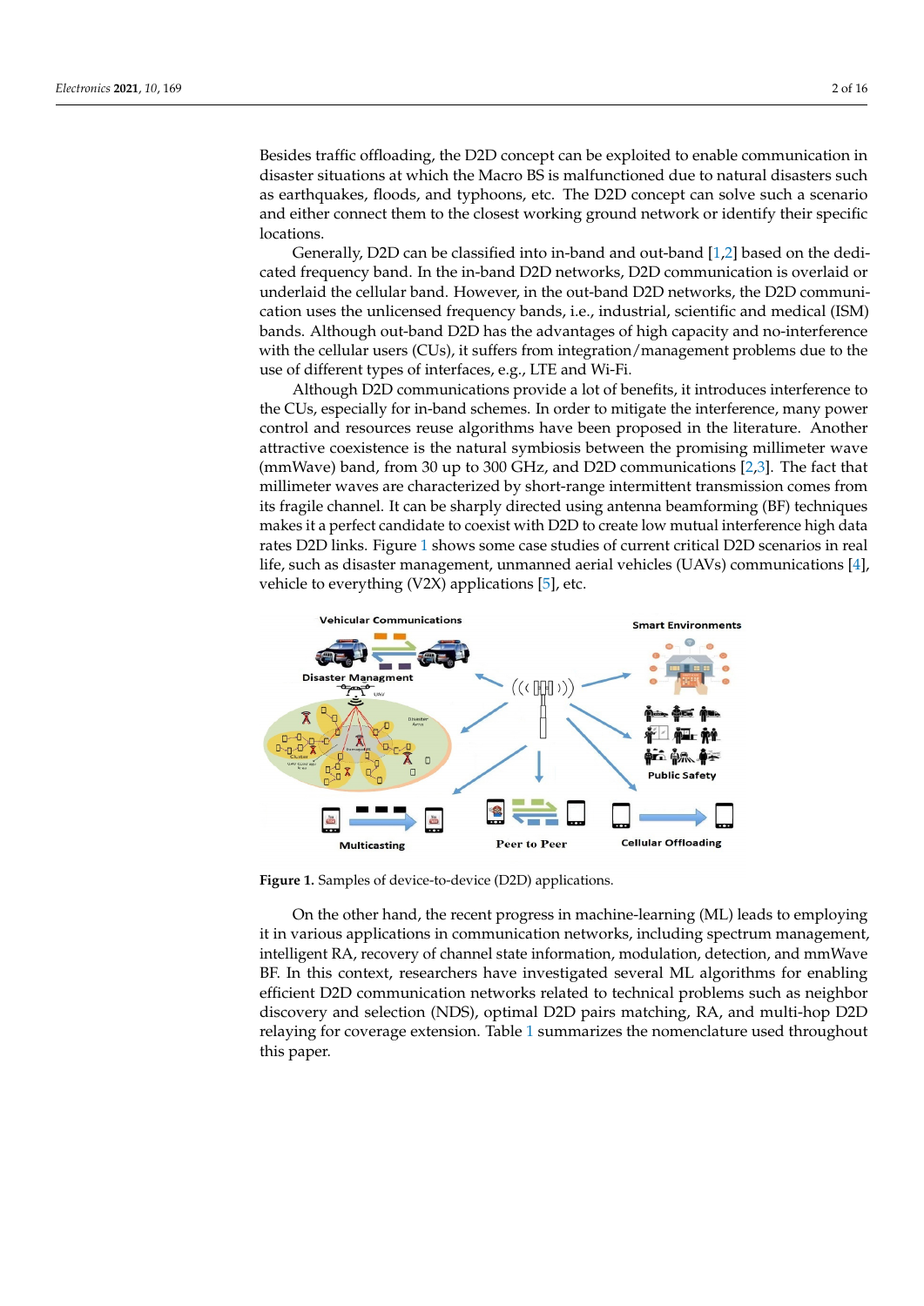Besides traffic offloading, the D2D concept can be exploited to enable communication in disaster situations at which the Macro BS is malfunctioned due to natural disasters such as earthquakes, floods, and typhoons, etc. The D2D concept can solve such a scenario and either connect them to the closest working ground network or identify their specific locations.

Generally, D2D can be classified into in-band and out-band [1,2] based on the dedicated frequency band. In the in-band D2D networks, D2D communication is overlaid or underlaid the cellular band. However, in the out-band D2D networks, the D2D communication uses the unlicensed frequency bands, i.e., industrial, scientific and medical (ISM) bands. Although out-band D2D has the advantages of high capacity and no-interference with the cellular users (CUs), it suffers from integration/management problems due to the use of different types of interfaces, e.g., LTE and Wi-Fi.

Although D2D communications provide a lot of benefits, it introduces interference to the CUs, especially for in-band schemes. In order to mitigate the interference, many power control and resources reuse algorithms have been proposed in the literature. Another attractive coexistence is the natural symbiosis between the promising millimeter wave (mmWave) band, from 30 up to 300 GHz, and D2D communications [2,3]. The fact that millimeter waves are characterized by short-range intermittent transmission comes from its fragile channel. It can be sharply directed using antenna beamforming (BF) techniques makes it a perfect candidate to coexist with D2D to create low mutual interference high data rates D2D links. Figure 1 shows some case studies of current critical D2D scenarios in real life, such as disaster management, unmanned aerial vehicles (UAVs) communications [4], vehicle to everything (V2X) applications [5], etc.

**Figure 1.** Samples of device-to-device (D2D) applications.

On the other hand, the recent progress in machine-learning (ML) leads to employing it in various applications in communication networks, including spectrum management, intelligent RA, recovery of channel state information, modulation, detection, and mmWave BF. In this context, researchers have investigated several ML algorithms for enabling efficient D2D communication networks related to technical problems such as neighbor discovery and selection (NDS), optimal D2D pairs matching, RA, and multi-hop D2D relaying for coverage extension. Table 1 summarizes the nomenclature used throughout this paper.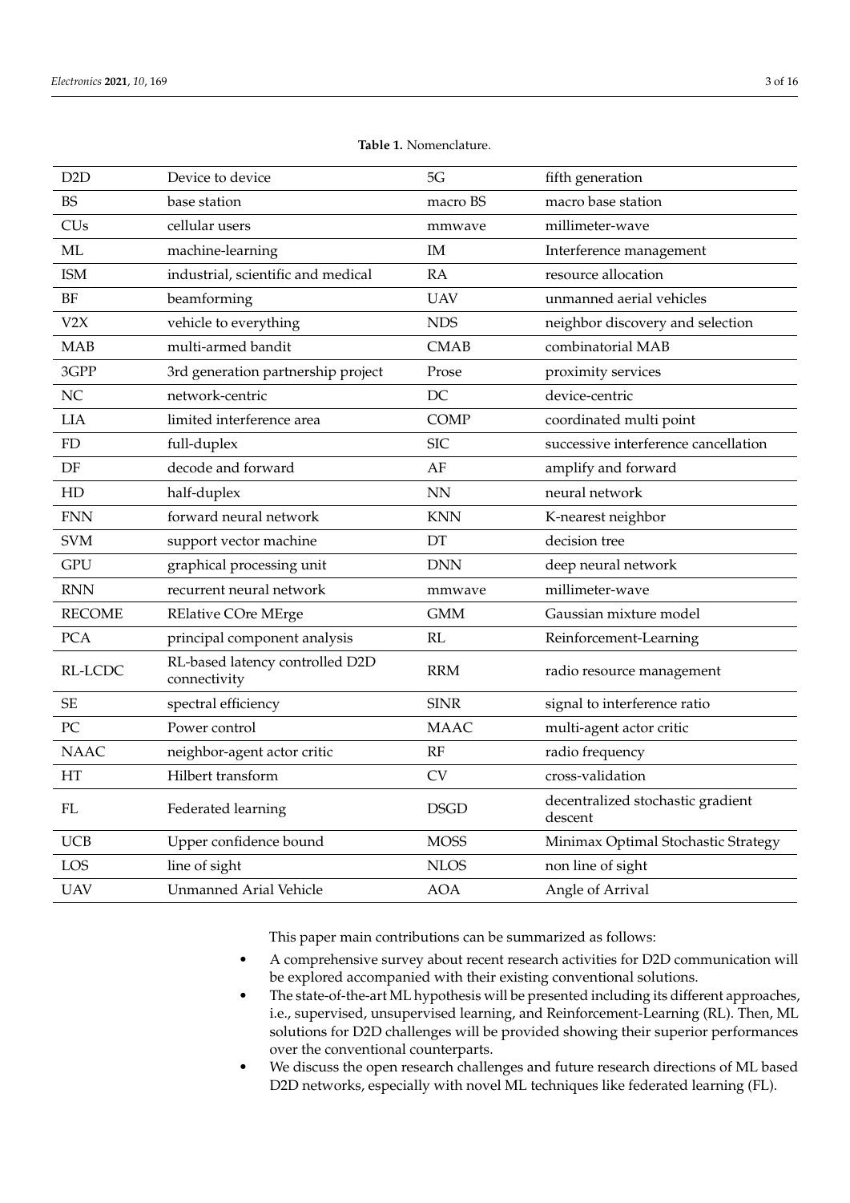**Table 1.** Nomenclature.

| | | | |
|---|---|---|---|
| D2D | Device to device | 5G | fifth generation |
| BS | base station | macro BS | macro base station |
| CUs | cellular users | mmwave | millimeter-wave |
| ML | machine-learning | IM | Interference management |
| ISM | industrial, scientific and medical | RA | resource allocation |
| BF | beamforming | UAV | unmanned aerial vehicles |
| V2X | vehicle to everything | NDS | neighbor discovery and selection |
| MAB | multi-armed bandit | CMAB | combinatorial MAB |
| 3GPP | 3rd generation partnership project | Prose | proximity services |
| NC | network-centric | DC | device-centric |
| LIA | limited interference area | COMP | coordinated multi point |
| FD | full-duplex | SIC | successive interference cancellation |
| DF | decode and forward | AF | amplify and forward |
| HD | half-duplex | NN | neural network |
| FNN | forward neural network | KNN | K-nearest neighbor |
| SVM | support vector machine | DT | decision tree |
| GPU | graphical processing unit | DNN | deep neural network |
| RNN | recurrent neural network | mmwave | millimeter-wave |
| RECOME | RElative COre MErge | GMM | Gaussian mixture model |
| PCA | principal component analysis | RL | Reinforcement-Learning |
| RL-LCDC | RL-based latency controlled D2D connectivity | RRM | radio resource management |
| SE | spectral efficiency | SINR | signal to interference ratio |
| PC | Power control | MAAC | multi-agent actor critic |
| NAAC | neighbor-agent actor critic | RF | radio frequency |
| HT | Hilbert transform | CV | cross-validation |
| FL | Federated learning | DSGD | decentralized stochastic gradient descent |
| UCB | Upper confidence bound | MOSS | Minimax Optimal Stochastic Strategy |
| LOS | line of sight | NLOS | non line of sight |
| UAV | Unmanned Arial Vehicle | AOA | Angle of Arrival |

This paper main contributions can be summarized as follows:

- A comprehensive survey about recent research activities for D2D communication will be explored accompanied with their existing conventional solutions.
- The state-of-the-art ML hypothesis will be presented including its different approaches, i.e., supervised, unsupervised learning, and Reinforcement-Learning (RL). Then, ML solutions for D2D challenges will be provided showing their superior performances over the conventional counterparts.
- We discuss the open research challenges and future research directions of ML based D2D networks, especially with novel ML techniques like federated learning (FL).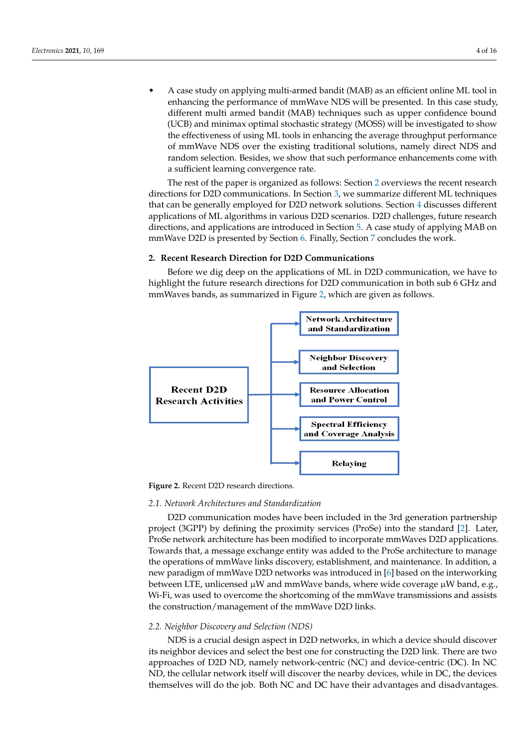- A case study on applying multi-armed bandit (MAB) as an efficient online ML tool in enhancing the performance of mmWave NDS will be presented. In this case study, different multi armed bandit (MAB) techniques such as upper confidence bound (UCB) and minimax optimal stochastic strategy (MOSS) will be investigated to show the effectiveness of using ML tools in enhancing the average throughput performance of mmWave NDS over the existing traditional solutions, namely direct NDS and random selection. Besides, we show that such performance enhancements come with a sufficient learning convergence rate.

The rest of the paper is organized as follows: Section 2 overviews the recent research directions for D2D communications. In Section 3, we summarize different ML techniques that can be generally employed for D2D network solutions. Section 4 discusses different applications of ML algorithms in various D2D scenarios. D2D challenges, future research directions, and applications are introduced in Section 5. A case study of applying MAB on mmWave D2D is presented by Section 6. Finally, Section 7 concludes the work.

## 2. Recent Research Direction for D2D Communications

Before we dig deep on the applications of ML in D2D communication, we have to highlight the future research directions for D2D communication in both sub 6 GHz and mmWaves bands, as summarized in Figure 2, which are given as follows.

Recent D2D Research Activities: Network Architecture and Standardization; Neighbor Discovery and Selection; Resource Allocation and Power Control; Spectral Efficiency and Coverage Analysis; Relaying

**Figure 2.** Recent D2D research directions.

### 2.1. Network Architectures and Standardization

D2D communication modes have been included in the 3rd generation partnership project (3GPP) by defining the proximity services (ProSe) into the standard [2]. Later, ProSe network architecture has been modified to incorporate mmWaves D2D applications. Towards that, a message exchange entity was added to the ProSe architecture to manage the operations of mmWave links discovery, establishment, and maintenance. In addition, a new paradigm of mmWave D2D networks was introduced in [6] based on the interworking between LTE, unlicensed µW and mmWave bands, where wide coverage µW band, e.g., Wi-Fi, was used to overcome the shortcoming of the mmWave transmissions and assists the construction/management of the mmWave D2D links.

### 2.2. Neighbor Discovery and Selection (NDS)

NDS is a crucial design aspect in D2D networks, in which a device should discover its neighbor devices and select the best one for constructing the D2D link. There are two approaches of D2D ND, namely network-centric (NC) and device-centric (DC). In NC ND, the cellular network itself will discover the nearby devices, while in DC, the devices themselves will do the job. Both NC and DC have their advantages and disadvantages.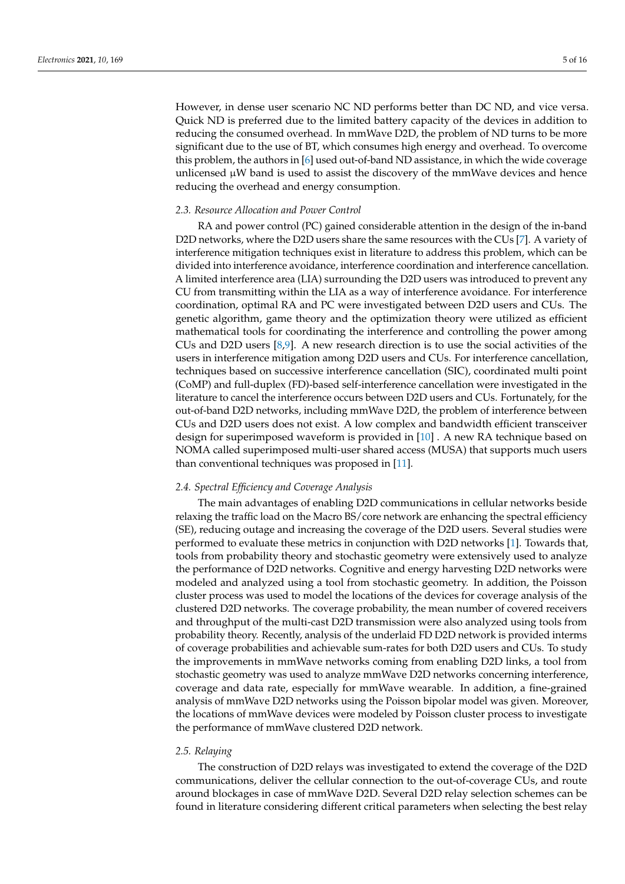However, in dense user scenario NC ND performs better than DC ND, and vice versa. Quick ND is preferred due to the limited battery capacity of the devices in addition to reducing the consumed overhead. In mmWave D2D, the problem of ND turns to be more significant due to the use of BT, which consumes high energy and overhead. To overcome this problem, the authors in [6] used out-of-band ND assistance, in which the wide coverage unlicensed μW band is used to assist the discovery of the mmWave devices and hence reducing the overhead and energy consumption.

### *2.3. Resource Allocation and Power Control*

RA and power control (PC) gained considerable attention in the design of the in-band D2D networks, where the D2D users share the same resources with the CUs [7]. A variety of interference mitigation techniques exist in literature to address this problem, which can be divided into interference avoidance, interference coordination and interference cancellation. A limited interference area (LIA) surrounding the D2D users was introduced to prevent any CU from transmitting within the LIA as a way of interference avoidance. For interference coordination, optimal RA and PC were investigated between D2D users and CUs. The genetic algorithm, game theory and the optimization theory were utilized as efficient mathematical tools for coordinating the interference and controlling the power among CUs and D2D users [8,9]. A new research direction is to use the social activities of the users in interference mitigation among D2D users and CUs. For interference cancellation, techniques based on successive interference cancellation (SIC), coordinated multi point (CoMP) and full-duplex (FD)-based self-interference cancellation were investigated in the literature to cancel the interference occurs between D2D users and CUs. Fortunately, for the out-of-band D2D networks, including mmWave D2D, the problem of interference between CUs and D2D users does not exist. A low complex and bandwidth efficient transceiver design for superimposed waveform is provided in [10] . A new RA technique based on NOMA called superimposed multi-user shared access (MUSA) that supports much users than conventional techniques was proposed in [11].

### *2.4. Spectral Efficiency and Coverage Analysis*

The main advantages of enabling D2D communications in cellular networks beside relaxing the traffic load on the Macro BS/core network are enhancing the spectral efficiency (SE), reducing outage and increasing the coverage of the D2D users. Several studies were performed to evaluate these metrics in conjunction with D2D networks [1]. Towards that, tools from probability theory and stochastic geometry were extensively used to analyze the performance of D2D networks. Cognitive and energy harvesting D2D networks were modeled and analyzed using a tool from stochastic geometry. In addition, the Poisson cluster process was used to model the locations of the devices for coverage analysis of the clustered D2D networks. The coverage probability, the mean number of covered receivers and throughput of the multi-cast D2D transmission were also analyzed using tools from probability theory. Recently, analysis of the underlaid FD D2D network is provided interms of coverage probabilities and achievable sum-rates for both D2D users and CUs. To study the improvements in mmWave networks coming from enabling D2D links, a tool from stochastic geometry was used to analyze mmWave D2D networks concerning interference, coverage and data rate, especially for mmWave wearable. In addition, a fine-grained analysis of mmWave D2D networks using the Poisson bipolar model was given. Moreover, the locations of mmWave devices were modeled by Poisson cluster process to investigate the performance of mmWave clustered D2D network.

### *2.5. Relaying*

The construction of D2D relays was investigated to extend the coverage of the D2D communications, deliver the cellular connection to the out-of-coverage CUs, and route around blockages in case of mmWave D2D. Several D2D relay selection schemes can be found in literature considering different critical parameters when selecting the best relay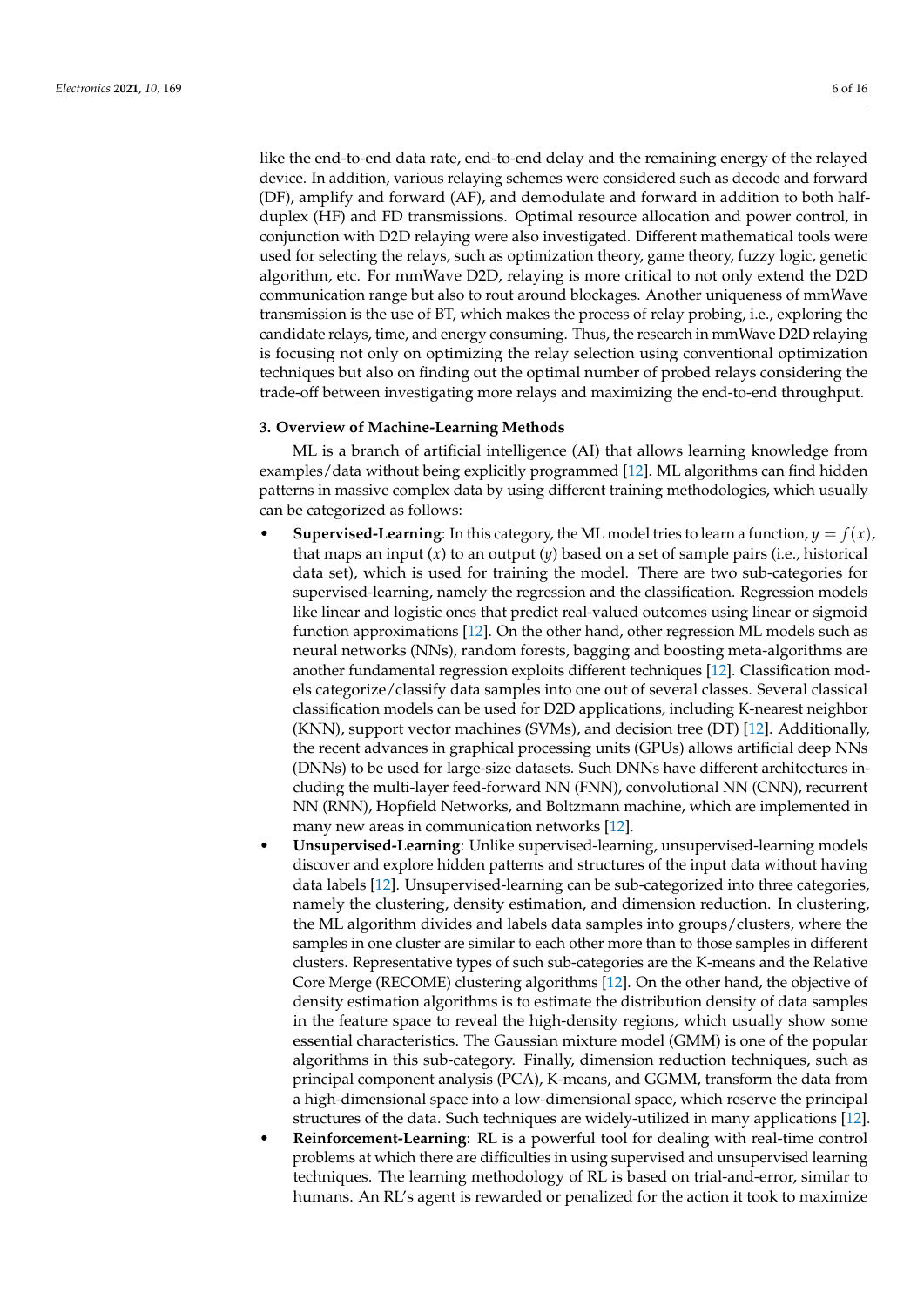like the end-to-end data rate, end-to-end delay and the remaining energy of the relayed device. In addition, various relaying schemes were considered such as decode and forward (DF), amplify and forward (AF), and demodulate and forward in addition to both half-duplex (HF) and FD transmissions. Optimal resource allocation and power control, in conjunction with D2D relaying were also investigated. Different mathematical tools were used for selecting the relays, such as optimization theory, game theory, fuzzy logic, genetic algorithm, etc. For mmWave D2D, relaying is more critical to not only extend the D2D communication range but also to rout around blockages. Another uniqueness of mmWave transmission is the use of BT, which makes the process of relay probing, i.e., exploring the candidate relays, time, and energy consuming. Thus, the research in mmWave D2D relaying is focusing not only on optimizing the relay selection using conventional optimization techniques but also on finding out the optimal number of probed relays considering the trade-off between investigating more relays and maximizing the end-to-end throughput.

## 3. Overview of Machine-Learning Methods

ML is a branch of artificial intelligence (AI) that allows learning knowledge from examples/data without being explicitly programmed [12]. ML algorithms can find hidden patterns in massive complex data by using different training methodologies, which usually can be categorized as follows:

- **Supervised-Learning**: In this category, the ML model tries to learn a function, $y = f(x)$, that maps an input ($x$) to an output ($y$) based on a set of sample pairs (i.e., historical data set), which is used for training the model. There are two sub-categories for supervised-learning, namely the regression and the classification. Regression models like linear and logistic ones that predict real-valued outcomes using linear or sigmoid function approximations [12]. On the other hand, other regression ML models such as neural networks (NNs), random forests, bagging and boosting meta-algorithms are another fundamental regression exploits different techniques [12]. Classification models categorize/classify data samples into one out of several classes. Several classical classification models can be used for D2D applications, including K-nearest neighbor (KNN), support vector machines (SVMs), and decision tree (DT) [12]. Additionally, the recent advances in graphical processing units (GPUs) allows artificial deep NNs (DNNs) to be used for large-size datasets. Such DNNs have different architectures including the multi-layer feed-forward NN (FNN), convolutional NN (CNN), recurrent NN (RNN), Hopfield Networks, and Boltzmann machine, which are implemented in many new areas in communication networks [12].
- **Unsupervised-Learning**: Unlike supervised-learning, unsupervised-learning models discover and explore hidden patterns and structures of the input data without having data labels [12]. Unsupervised-learning can be sub-categorized into three categories, namely the clustering, density estimation, and dimension reduction. In clustering, the ML algorithm divides and labels data samples into groups/clusters, where the samples in one cluster are similar to each other more than to those samples in different clusters. Representative types of such sub-categories are the K-means and the Relative Core Merge (RECOME) clustering algorithms [12]. On the other hand, the objective of density estimation algorithms is to estimate the distribution density of data samples in the feature space to reveal the high-density regions, which usually show some essential characteristics. The Gaussian mixture model (GMM) is one of the popular algorithms in this sub-category. Finally, dimension reduction techniques, such as principal component analysis (PCA), K-means, and GGMM, transform the data from a high-dimensional space into a low-dimensional space, which reserve the principal structures of the data. Such techniques are widely-utilized in many applications [12].
- **Reinforcement-Learning**: RL is a powerful tool for dealing with real-time control problems at which there are difficulties in using supervised and unsupervised learning techniques. The learning methodology of RL is based on trial-and-error, similar to humans. An RL's agent is rewarded or penalized for the action it took to maximize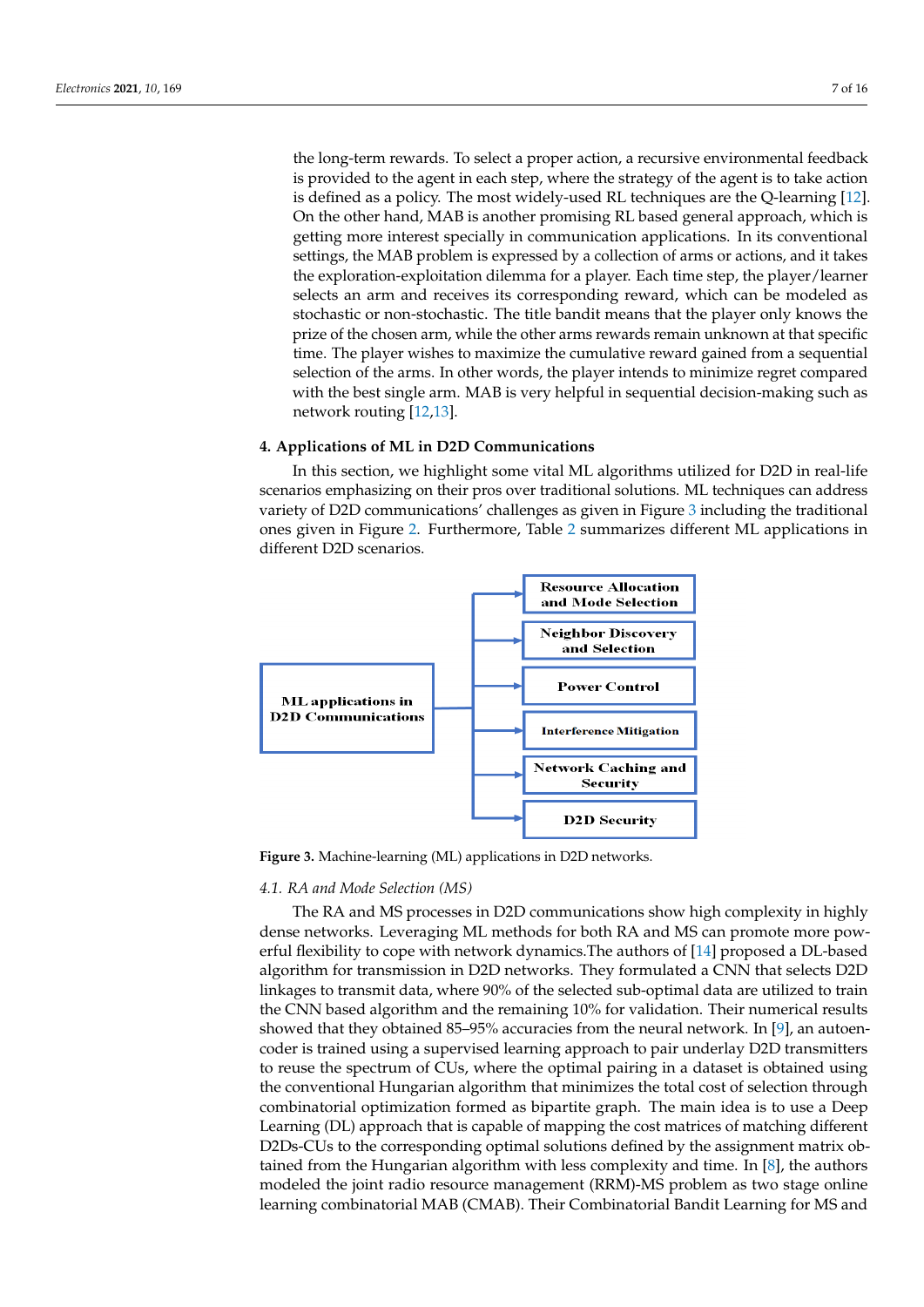the long-term rewards. To select a proper action, a recursive environmental feedback is provided to the agent in each step, where the strategy of the agent is to take action is defined as a policy. The most widely-used RL techniques are the Q-learning [12]. On the other hand, MAB is another promising RL based general approach, which is getting more interest specially in communication applications. In its conventional settings, the MAB problem is expressed by a collection of arms or actions, and it takes the exploration-exploitation dilemma for a player. Each time step, the player/learner selects an arm and receives its corresponding reward, which can be modeled as stochastic or non-stochastic. The title bandit means that the player only knows the prize of the chosen arm, while the other arms rewards remain unknown at that specific time. The player wishes to maximize the cumulative reward gained from a sequential selection of the arms. In other words, the player intends to minimize regret compared with the best single arm. MAB is very helpful in sequential decision-making such as network routing [12,13].

## 4. Applications of ML in D2D Communications

In this section, we highlight some vital ML algorithms utilized for D2D in real-life scenarios emphasizing on their pros over traditional solutions. ML techniques can address variety of D2D communications' challenges as given in Figure 3 including the traditional ones given in Figure 2. Furthermore, Table 2 summarizes different ML applications in different D2D scenarios.

ML applications in D2D Communications

- Resource Allocation and Mode Selection
- Neighbor Discovery and Selection
- Power Control
- Interference Mitigation
- Network Caching and Security
- D2D Security

**Figure 3.** Machine-learning (ML) applications in D2D networks.

### *4.1. RA and Mode Selection (MS)*

The RA and MS processes in D2D communications show high complexity in highly dense networks. Leveraging ML methods for both RA and MS can promote more powerful flexibility to cope with network dynamics.The authors of [14] proposed a DL-based algorithm for transmission in D2D networks. They formulated a CNN that selects D2D linkages to transmit data, where 90% of the selected sub-optimal data are utilized to train the CNN based algorithm and the remaining 10% for validation. Their numerical results showed that they obtained 85–95% accuracies from the neural network. In [9], an autoencoder is trained using a supervised learning approach to pair underlay D2D transmitters to reuse the spectrum of CUs, where the optimal pairing in a dataset is obtained using the conventional Hungarian algorithm that minimizes the total cost of selection through combinatorial optimization formed as bipartite graph. The main idea is to use a Deep Learning (DL) approach that is capable of mapping the cost matrices of matching different D2Ds-CUs to the corresponding optimal solutions defined by the assignment matrix obtained from the Hungarian algorithm with less complexity and time. In [8], the authors modeled the joint radio resource management (RRM)-MS problem as two stage online learning combinatorial MAB (CMAB). Their Combinatorial Bandit Learning for MS and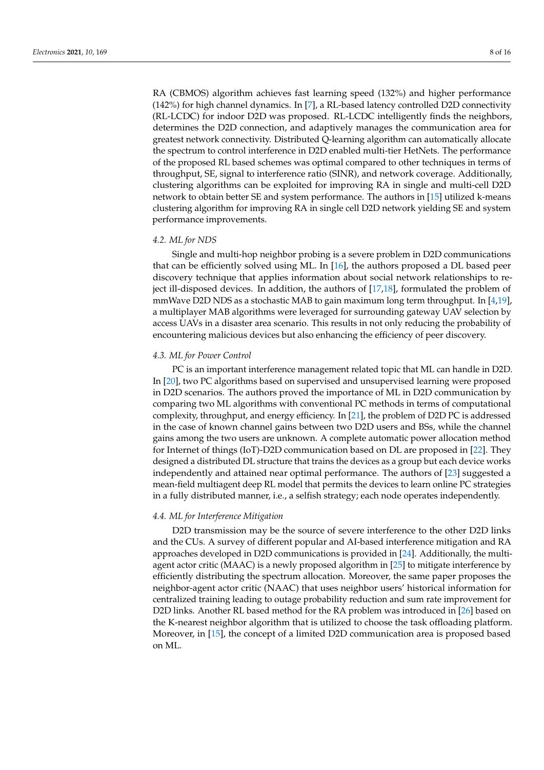RA (CBMOS) algorithm achieves fast learning speed (132%) and higher performance (142%) for high channel dynamics. In [7], a RL-based latency controlled D2D connectivity (RL-LCDC) for indoor D2D was proposed. RL-LCDC intelligently finds the neighbors, determines the D2D connection, and adaptively manages the communication area for greatest network connectivity. Distributed Q-learning algorithm can automatically allocate the spectrum to control interference in D2D enabled multi-tier HetNets. The performance of the proposed RL based schemes was optimal compared to other techniques in terms of throughput, SE, signal to interference ratio (SINR), and network coverage. Additionally, clustering algorithms can be exploited for improving RA in single and multi-cell D2D network to obtain better SE and system performance. The authors in [15] utilized k-means clustering algorithm for improving RA in single cell D2D network yielding SE and system performance improvements.

### *4.2. ML for NDS*

Single and multi-hop neighbor probing is a severe problem in D2D communications that can be efficiently solved using ML. In [16], the authors proposed a DL based peer discovery technique that applies information about social network relationships to reject ill-disposed devices. In addition, the authors of [17,18], formulated the problem of mmWave D2D NDS as a stochastic MAB to gain maximum long term throughput. In [4,19], a multiplayer MAB algorithms were leveraged for surrounding gateway UAV selection by access UAVs in a disaster area scenario. This results in not only reducing the probability of encountering malicious devices but also enhancing the efficiency of peer discovery.

### *4.3. ML for Power Control*

PC is an important interference management related topic that ML can handle in D2D. In [20], two PC algorithms based on supervised and unsupervised learning were proposed in D2D scenarios. The authors proved the importance of ML in D2D communication by comparing two ML algorithms with conventional PC methods in terms of computational complexity, throughput, and energy efficiency. In [21], the problem of D2D PC is addressed in the case of known channel gains between two D2D users and BSs, while the channel gains among the two users are unknown. A complete automatic power allocation method for Internet of things (IoT)-D2D communication based on DL are proposed in [22]. They designed a distributed DL structure that trains the devices as a group but each device works independently and attained near optimal performance. The authors of [23] suggested a mean-field multiagent deep RL model that permits the devices to learn online PC strategies in a fully distributed manner, i.e., a selfish strategy; each node operates independently.

### *4.4. ML for Interference Mitigation*

D2D transmission may be the source of severe interference to the other D2D links and the CUs. A survey of different popular and AI-based interference mitigation and RA approaches developed in D2D communications is provided in [24]. Additionally, the multi-agent actor critic (MAAC) is a newly proposed algorithm in [25] to mitigate interference by efficiently distributing the spectrum allocation. Moreover, the same paper proposes the neighbor-agent actor critic (NAAC) that uses neighbor users' historical information for centralized training leading to outage probability reduction and sum rate improvement for D2D links. Another RL based method for the RA problem was introduced in [26] based on the K-nearest neighbor algorithm that is utilized to choose the task offloading platform. Moreover, in [15], the concept of a limited D2D communication area is proposed based on ML.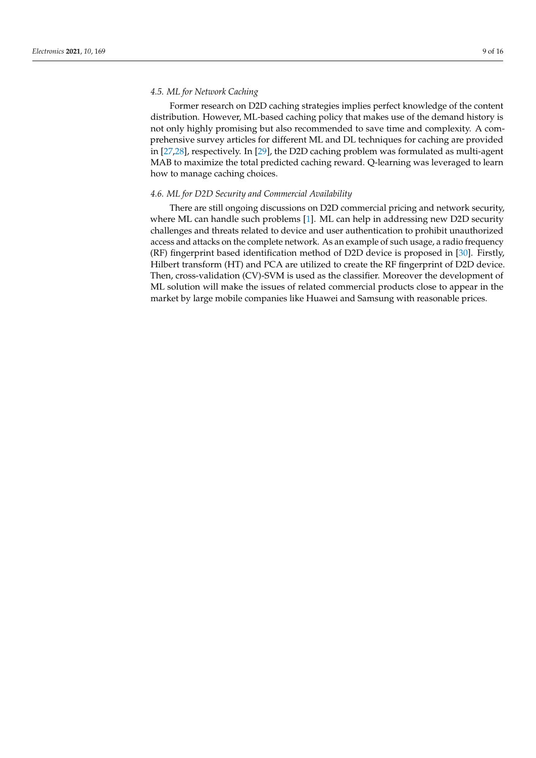### 4.5. ML for Network Caching

Former research on D2D caching strategies implies perfect knowledge of the content distribution. However, ML-based caching policy that makes use of the demand history is not only highly promising but also recommended to save time and complexity. A comprehensive survey articles for different ML and DL techniques for caching are provided in [27,28], respectively. In [29], the D2D caching problem was formulated as multi-agent MAB to maximize the total predicted caching reward. Q-learning was leveraged to learn how to manage caching choices.

### 4.6. ML for D2D Security and Commercial Availability

There are still ongoing discussions on D2D commercial pricing and network security, where ML can handle such problems [1]. ML can help in addressing new D2D security challenges and threats related to device and user authentication to prohibit unauthorized access and attacks on the complete network. As an example of such usage, a radio frequency (RF) fingerprint based identification method of D2D device is proposed in [30]. Firstly, Hilbert transform (HT) and PCA are utilized to create the RF fingerprint of D2D device. Then, cross-validation (CV)-SVM is used as the classifier. Moreover the development of ML solution will make the issues of related commercial products close to appear in the market by large mobile companies like Huawei and Samsung with reasonable prices.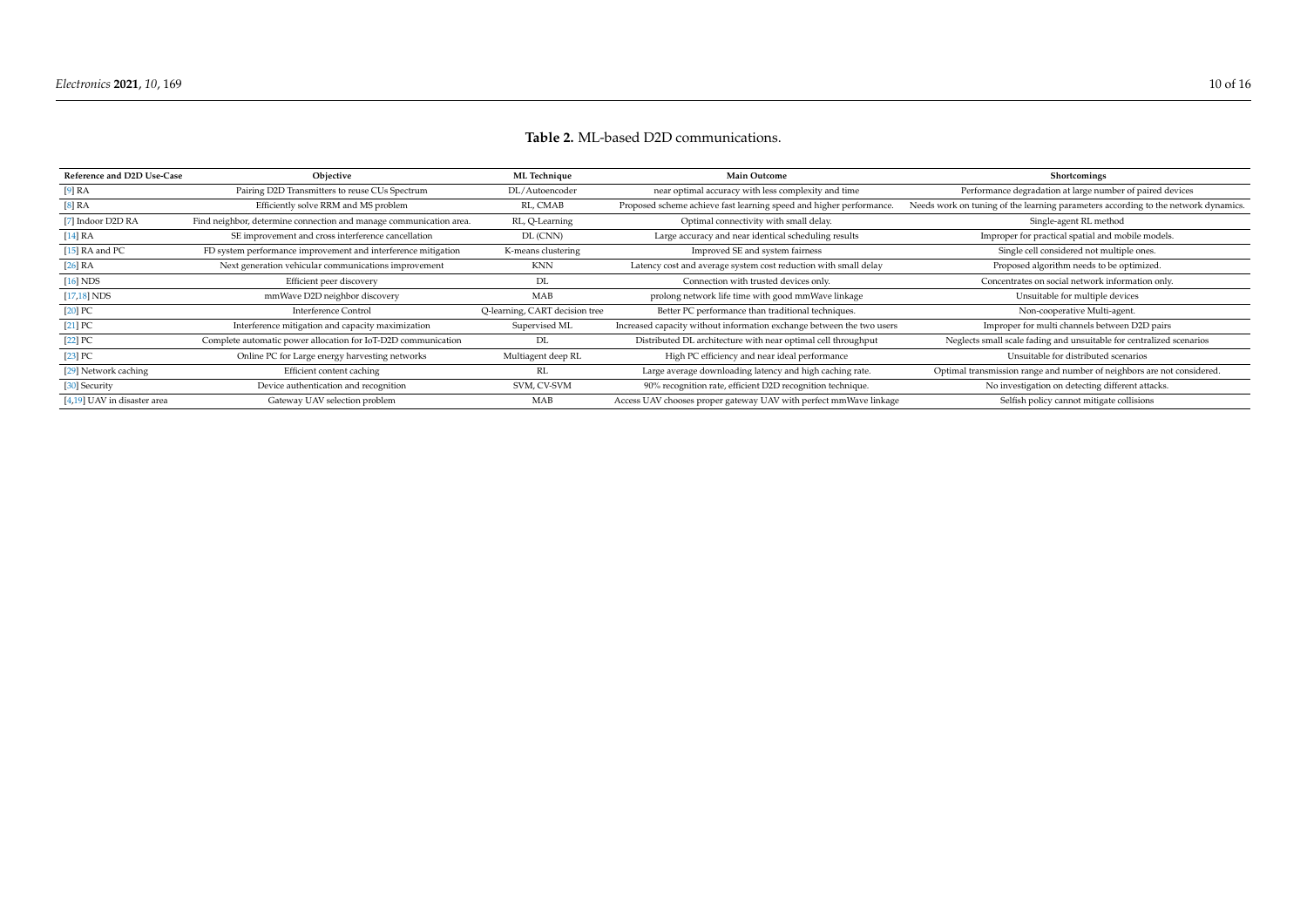**Table 2.** ML-based D2D communications.

| Reference and D2D Use-Case | Objective | ML Technique | Main Outcome | Shortcomings |
|---|---|---|---|---|
| [9] RA | Pairing D2D Transmitters to reuse CUs Spectrum | DL/Autoencoder | near optimal accuracy with less complexity and time | Performance degradation at large number of paired devices |
| [8] RA | Efficiently solve RRM and MS problem | RL, CMAB | Proposed scheme achieve fast learning speed and higher performance. | Needs work on tuning of the learning parameters according to the network dynamics. |
| [7] Indoor D2D RA | Find neighbor, determine connection and manage communication area. | RL, Q-Learning | Optimal connectivity with small delay. | Single-agent RL method |
| [14] RA | SE improvement and cross interference cancellation | DL (CNN) | Large accuracy and near identical scheduling results | Improper for practical spatial and mobile models. |
| [15] RA and PC | FD system performance improvement and interference mitigation | K-means clustering | Improved SE and system fairness | Single cell considered not multiple ones. |
| [26] RA | Next generation vehicular communications improvement | KNN | Latency cost and average system cost reduction with small delay | Proposed algorithm needs to be optimized. |
| [16] NDS | Efficient peer discovery | DL | Connection with trusted devices only. | Concentrates on social network information only. |
| [17,18] NDS | mmWave D2D neighbor discovery | MAB | prolong network life time with good mmWave linkage | Unsuitable for multiple devices |
| [20] PC | Interference Control | Q-learning, CART decision tree | Better PC performance than traditional techniques. | Non-cooperative Multi-agent. |
| [21] PC | Interference mitigation and capacity maximization | Supervised ML | Increased capacity without information exchange between the two users | Improper for multi channels between D2D pairs |
| [22] PC | Complete automatic power allocation for IoT-D2D communication | DL | Distributed DL architecture with near optimal cell throughput | Neglects small scale fading and unsuitable for centralized scenarios |
| [23] PC | Online PC for Large energy harvesting networks | Multiagent deep RL | High PC efficiency and near ideal performance | Unsuitable for distributed scenarios |
| [29] Network caching | Efficient content caching | RL | Large average downloading latency and high caching rate. | Optimal transmission range and number of neighbors are not considered. |
| [30] Security | Device authentication and recognition | SVM, CV-SVM | 90% recognition rate, efficient D2D recognition technique. | No investigation on detecting different attacks. |
| [4,19] UAV in disaster area | Gateway UAV selection problem | MAB | Access UAV chooses proper gateway UAV with perfect mmWave linkage | Selfish policy cannot mitigate collisions |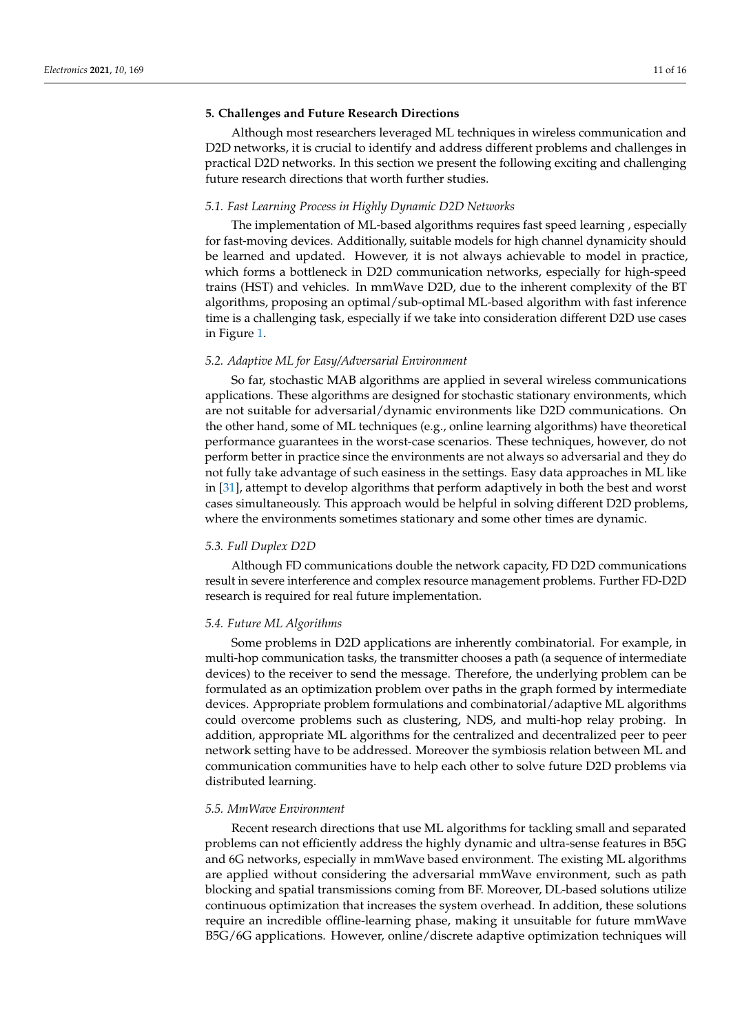## 5. Challenges and Future Research Directions

Although most researchers leveraged ML techniques in wireless communication and D2D networks, it is crucial to identify and address different problems and challenges in practical D2D networks. In this section we present the following exciting and challenging future research directions that worth further studies.

### 5.1. Fast Learning Process in Highly Dynamic D2D Networks

The implementation of ML-based algorithms requires fast speed learning , especially for fast-moving devices. Additionally, suitable models for high channel dynamicity should be learned and updated. However, it is not always achievable to model in practice, which forms a bottleneck in D2D communication networks, especially for high-speed trains (HST) and vehicles. In mmWave D2D, due to the inherent complexity of the BT algorithms, proposing an optimal/sub-optimal ML-based algorithm with fast inference time is a challenging task, especially if we take into consideration different D2D use cases in Figure 1.

### 5.2. Adaptive ML for Easy/Adversarial Environment

So far, stochastic MAB algorithms are applied in several wireless communications applications. These algorithms are designed for stochastic stationary environments, which are not suitable for adversarial/dynamic environments like D2D communications. On the other hand, some of ML techniques (e.g., online learning algorithms) have theoretical performance guarantees in the worst-case scenarios. These techniques, however, do not perform better in practice since the environments are not always so adversarial and they do not fully take advantage of such easiness in the settings. Easy data approaches in ML like in [31], attempt to develop algorithms that perform adaptively in both the best and worst cases simultaneously. This approach would be helpful in solving different D2D problems, where the environments sometimes stationary and some other times are dynamic.

### 5.3. Full Duplex D2D

Although FD communications double the network capacity, FD D2D communications result in severe interference and complex resource management problems. Further FD-D2D research is required for real future implementation.

### 5.4. Future ML Algorithms

Some problems in D2D applications are inherently combinatorial. For example, in multi-hop communication tasks, the transmitter chooses a path (a sequence of intermediate devices) to the receiver to send the message. Therefore, the underlying problem can be formulated as an optimization problem over paths in the graph formed by intermediate devices. Appropriate problem formulations and combinatorial/adaptive ML algorithms could overcome problems such as clustering, NDS, and multi-hop relay probing. In addition, appropriate ML algorithms for the centralized and decentralized peer to peer network setting have to be addressed. Moreover the symbiosis relation between ML and communication communities have to help each other to solve future D2D problems via distributed learning.

### 5.5. MmWave Environment

Recent research directions that use ML algorithms for tackling small and separated problems can not efficiently address the highly dynamic and ultra-sense features in B5G and 6G networks, especially in mmWave based environment. The existing ML algorithms are applied without considering the adversarial mmWave environment, such as path blocking and spatial transmissions coming from BF. Moreover, DL-based solutions utilize continuous optimization that increases the system overhead. In addition, these solutions require an incredible offline-learning phase, making it unsuitable for future mmWave B5G/6G applications. However, online/discrete adaptive optimization techniques will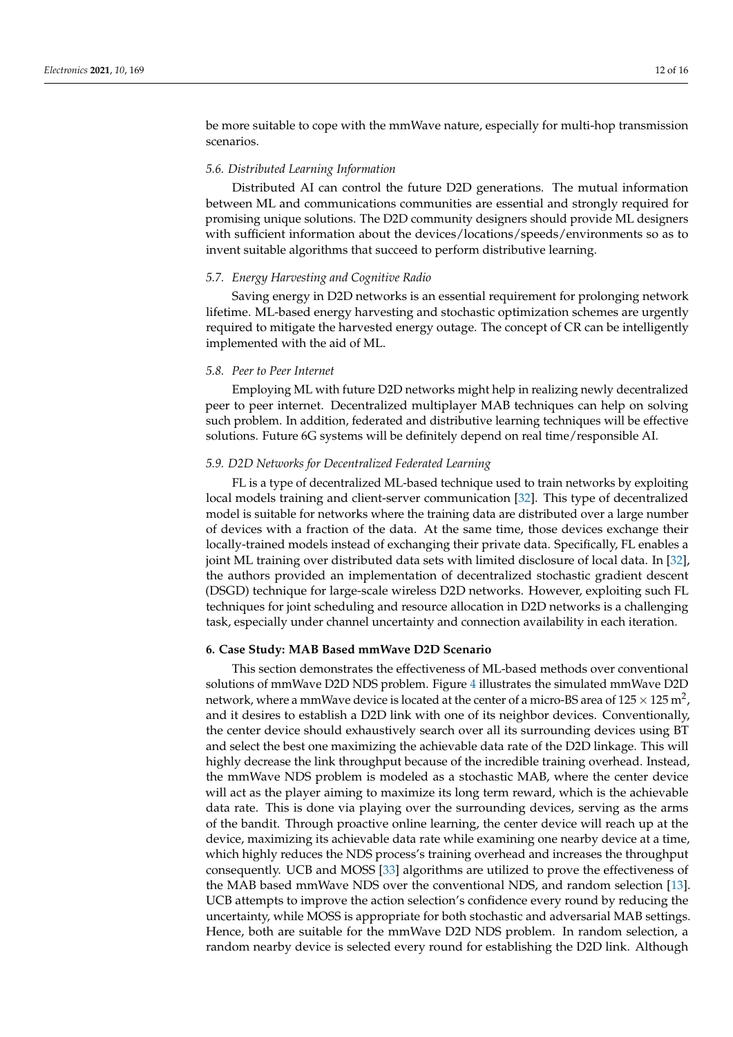be more suitable to cope with the mmWave nature, especially for multi-hop transmission scenarios.

### 5.6. Distributed Learning Information

Distributed AI can control the future D2D generations. The mutual information between ML and communications communities are essential and strongly required for promising unique solutions. The D2D community designers should provide ML designers with sufficient information about the devices/locations/speeds/environments so as to invent suitable algorithms that succeed to perform distributive learning.

### 5.7. Energy Harvesting and Cognitive Radio

Saving energy in D2D networks is an essential requirement for prolonging network lifetime. ML-based energy harvesting and stochastic optimization schemes are urgently required to mitigate the harvested energy outage. The concept of CR can be intelligently implemented with the aid of ML.

### 5.8. Peer to Peer Internet

Employing ML with future D2D networks might help in realizing newly decentralized peer to peer internet. Decentralized multiplayer MAB techniques can help on solving such problem. In addition, federated and distributive learning techniques will be effective solutions. Future 6G systems will be definitely depend on real time/responsible AI.

### 5.9. D2D Networks for Decentralized Federated Learning

FL is a type of decentralized ML-based technique used to train networks by exploiting local models training and client-server communication [32]. This type of decentralized model is suitable for networks where the training data are distributed over a large number of devices with a fraction of the data. At the same time, those devices exchange their locally-trained models instead of exchanging their private data. Specifically, FL enables a joint ML training over distributed data sets with limited disclosure of local data. In [32], the authors provided an implementation of decentralized stochastic gradient descent (DSGD) technique for large-scale wireless D2D networks. However, exploiting such FL techniques for joint scheduling and resource allocation in D2D networks is a challenging task, especially under channel uncertainty and connection availability in each iteration.

## 6. Case Study: MAB Based mmWave D2D Scenario

This section demonstrates the effectiveness of ML-based methods over conventional solutions of mmWave D2D NDS problem. Figure 4 illustrates the simulated mmWave D2D network, where a mmWave device is located at the center of a micro-BS area of $125 \times 125\,\text{m}^2$, and it desires to establish a D2D link with one of its neighbor devices. Conventionally, the center device should exhaustively search over all its surrounding devices using BT and select the best one maximizing the achievable data rate of the D2D linkage. This will highly decrease the link throughput because of the incredible training overhead. Instead, the mmWave NDS problem is modeled as a stochastic MAB, where the center device will act as the player aiming to maximize its long term reward, which is the achievable data rate. This is done via playing over the surrounding devices, serving as the arms of the bandit. Through proactive online learning, the center device will reach up at the device, maximizing its achievable data rate while examining one nearby device at a time, which highly reduces the NDS process's training overhead and increases the throughput consequently. UCB and MOSS [33] algorithms are utilized to prove the effectiveness of the MAB based mmWave NDS over the conventional NDS, and random selection [13]. UCB attempts to improve the action selection's confidence every round by reducing the uncertainty, while MOSS is appropriate for both stochastic and adversarial MAB settings. Hence, both are suitable for the mmWave D2D NDS problem. In random selection, a random nearby device is selected every round for establishing the D2D link. Although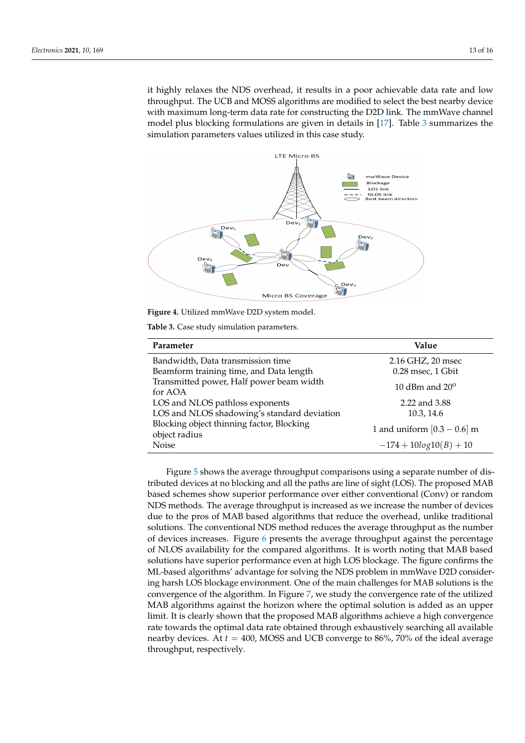it highly relaxes the NDS overhead, it results in a poor achievable data rate and low throughput. The UCB and MOSS algorithms are modified to select the best nearby device with maximum long-term data rate for constructing the D2D link. The mmWave channel model plus blocking formulations are given in details in [17]. Table 3 summarizes the simulation parameters values utilized in this case study.

**Figure 4.** Utilized mmWave D2D system model.

**Table 3.** Case study simulation parameters.

| Parameter | Value |
|---|---|
| Bandwidth, Data transmission time | 2.16 GHZ, 20 msec |
| Beamform training time, and Data length | 0.28 msec, 1 Gbit |
| Transmitted power, Half power beam width for AOA | 10 dBm and 20$^o$ |
| LOS and NLOS pathloss exponents | 2.22 and 3.88 |
| LOS and NLOS shadowing's standard deviation | 10.3, 14.6 |
| Blocking object thinning factor, Blocking object radius | 1 and uniform $[0.3 - 0.6]$ m |
| Noise | $-174 + 10log10(B) + 10$ |

Figure 5 shows the average throughput comparisons using a separate number of distributed devices at no blocking and all the paths are line of sight (LOS). The proposed MAB based schemes show superior performance over either conventional (Conv) or random NDS methods. The average throughput is increased as we increase the number of devices due to the pros of MAB based algorithms that reduce the overhead, unlike traditional solutions. The conventional NDS method reduces the average throughput as the number of devices increases. Figure 6 presents the average throughput against the percentage of NLOS availability for the compared algorithms. It is worth noting that MAB based solutions have superior performance even at high LOS blockage. The figure confirms the ML-based algorithms' advantage for solving the NDS problem in mmWave D2D considering harsh LOS blockage environment. One of the main challenges for MAB solutions is the convergence of the algorithm. In Figure 7, we study the convergence rate of the utilized MAB algorithms against the horizon where the optimal solution is added as an upper limit. It is clearly shown that the proposed MAB algorithms achieve a high convergence rate towards the optimal data rate obtained through exhaustively searching all available nearby devices. At $t = 400$, MOSS and UCB converge to 86%, 70% of the ideal average throughput, respectively.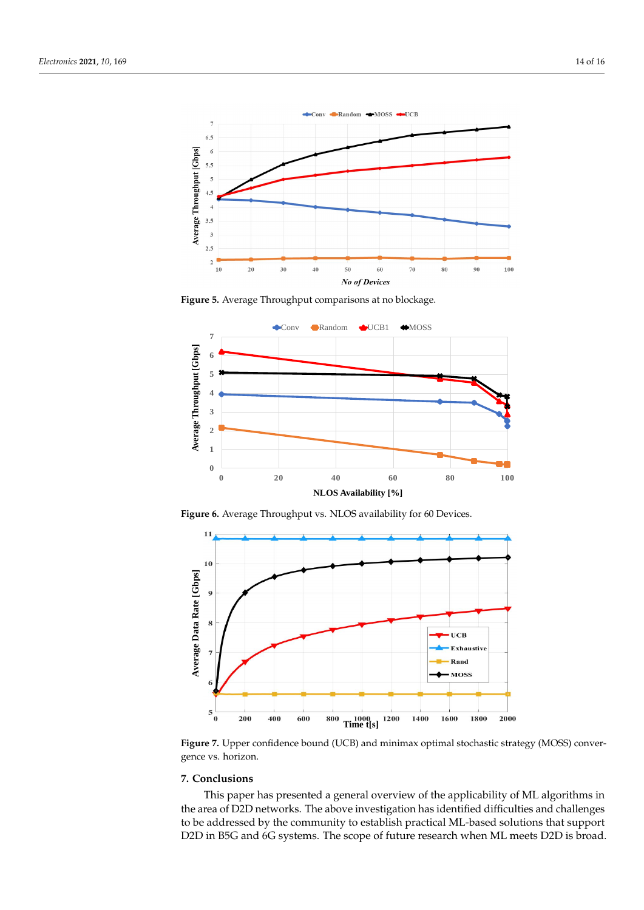Figure 5. Average Throughput comparisons at no blockage.

Figure 6. Average Throughput vs. NLOS availability for 60 Devices.

Figure 7. Upper confidence bound (UCB) and minimax optimal stochastic strategy (MOSS) convergence vs. horizon.

## 7. Conclusions

This paper has presented a general overview of the applicability of ML algorithms in the area of D2D networks. The above investigation has identified difficulties and challenges to be addressed by the community to establish practical ML-based solutions that support D2D in B5G and 6G systems. The scope of future research when ML meets D2D is broad.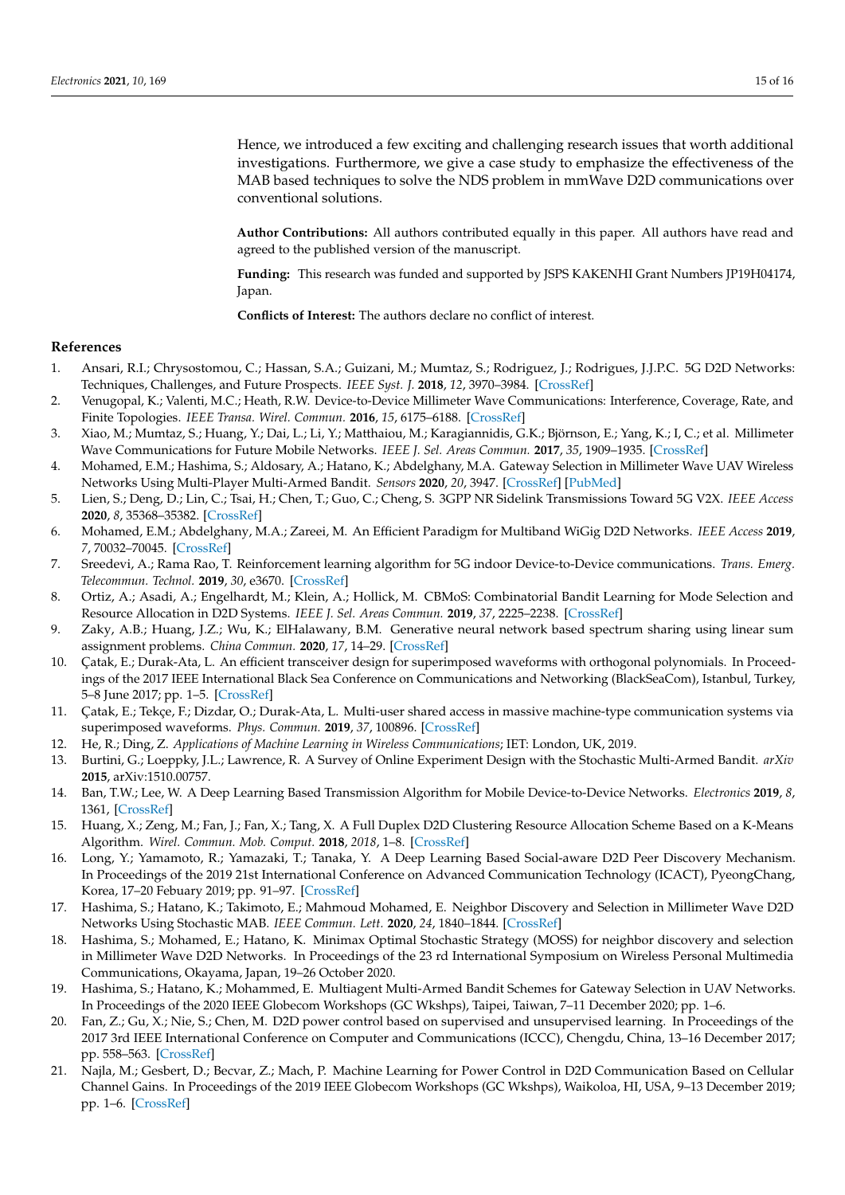Hence, we introduced a few exciting and challenging research issues that worth additional investigations. Furthermore, we give a case study to emphasize the effectiveness of the MAB based techniques to solve the NDS problem in mmWave D2D communications over conventional solutions.

**Author Contributions:** All authors contributed equally in this paper. All authors have read and agreed to the published version of the manuscript.

**Funding:** This research was funded and supported by JSPS KAKENHI Grant Numbers JP19H04174, Japan.

**Conflicts of Interest:** The authors declare no conflict of interest.

## References

1. Ansari, R.I.; Chrysostomou, C.; Hassan, S.A.; Guizani, M.; Mumtaz, S.; Rodriguez, J.; Rodrigues, J.J.P.C. 5G D2D Networks: Techniques, Challenges, and Future Prospects. *IEEE Syst. J.* **2018**, *12*, 3970–3984. [CrossRef]
2. Venugopal, K.; Valenti, M.C.; Heath, R.W. Device-to-Device Millimeter Wave Communications: Interference, Coverage, Rate, and Finite Topologies. *IEEE Transa. Wirel. Commun.* **2016**, *15*, 6175–6188. [CrossRef]
3. Xiao, M.; Mumtaz, S.; Huang, Y.; Dai, L.; Li, Y.; Matthaiou, M.; Karagiannidis, G.K.; Björnson, E.; Yang, K.; I, C.; et al. Millimeter Wave Communications for Future Mobile Networks. *IEEE J. Sel. Areas Commun.* **2017**, *35*, 1909–1935. [CrossRef]
4. Mohamed, E.M.; Hashima, S.; Aldosary, A.; Hatano, K.; Abdelghany, M.A. Gateway Selection in Millimeter Wave UAV Wireless Networks Using Multi-Player Multi-Armed Bandit. *Sensors* **2020**, *20*, 3947. [CrossRef] [PubMed]
5. Lien, S.; Deng, D.; Lin, C.; Tsai, H.; Chen, T.; Guo, C.; Cheng, S. 3GPP NR Sidelink Transmissions Toward 5G V2X. *IEEE Access* **2020**, *8*, 35368–35382. [CrossRef]
6. Mohamed, E.M.; Abdelghany, M.A.; Zareei, M. An Efficient Paradigm for Multiband WiGig D2D Networks. *IEEE Access* **2019**, *7*, 70032–70045. [CrossRef]
7. Sreedevi, A.; Rama Rao, T. Reinforcement learning algorithm for 5G indoor Device-to-Device communications. *Trans. Emerg. Telecommun. Technol.* **2019**, *30*, e3670. [CrossRef]
8. Ortiz, A.; Asadi, A.; Engelhardt, M.; Klein, A.; Hollick, M. CBMoS: Combinatorial Bandit Learning for Mode Selection and Resource Allocation in D2D Systems. *IEEE J. Sel. Areas Commun.* **2019**, *37*, 2225–2238. [CrossRef]
9. Zaky, A.B.; Huang, J.Z.; Wu, K.; ElHalawany, B.M. Generative neural network based spectrum sharing using linear sum assignment problems. *China Commun.* **2020**, *17*, 14–29. [CrossRef]
10. Çatak, E.; Durak-Ata, L. An efficient transceiver design for superimposed waveforms with orthogonal polynomials. In Proceedings of the 2017 IEEE International Black Sea Conference on Communications and Networking (BlackSeaCom), Istanbul, Turkey, 5–8 June 2017; pp. 1–5. [CrossRef]
11. Çatak, E.; Tekçe, F.; Dizdar, O.; Durak-Ata, L. Multi-user shared access in massive machine-type communication systems via superimposed waveforms. *Phys. Commun.* **2019**, *37*, 100896. [CrossRef]
12. He, R.; Ding, Z. *Applications of Machine Learning in Wireless Communications*; IET: London, UK, 2019.
13. Burtini, G.; Loeppky, J.L.; Lawrence, R. A Survey of Online Experiment Design with the Stochastic Multi-Armed Bandit. *arXiv* **2015**, arXiv:1510.00757.
14. Ban, T.W.; Lee, W. A Deep Learning Based Transmission Algorithm for Mobile Device-to-Device Networks. *Electronics* **2019**, *8*, 1361, [CrossRef]
15. Huang, X.; Zeng, M.; Fan, J.; Fan, X.; Tang, X. A Full Duplex D2D Clustering Resource Allocation Scheme Based on a K-Means Algorithm. *Wirel. Commun. Mob. Comput.* **2018**, *2018*, 1–8. [CrossRef]
16. Long, Y.; Yamamoto, R.; Yamazaki, T.; Tanaka, Y. A Deep Learning Based Social-aware D2D Peer Discovery Mechanism. In Proceedings of the 2019 21st International Conference on Advanced Communication Technology (ICACT), PyeongChang, Korea, 17–20 Febuary 2019; pp. 91–97. [CrossRef]
17. Hashima, S.; Hatano, K.; Takimoto, E.; Mahmoud Mohamed, E. Neighbor Discovery and Selection in Millimeter Wave D2D Networks Using Stochastic MAB. *IEEE Commun. Lett.* **2020**, *24*, 1840–1844. [CrossRef]
18. Hashima, S.; Mohamed, E.; Hatano, K. Minimax Optimal Stochastic Strategy (MOSS) for neighbor discovery and selection in Millimeter Wave D2D Networks. In Proceedings of the 23 rd International Symposium on Wireless Personal Multimedia Communications, Okayama, Japan, 19–26 October 2020.
19. Hashima, S.; Hatano, K.; Mohammed, E. Multiagent Multi-Armed Bandit Schemes for Gateway Selection in UAV Networks. In Proceedings of the 2020 IEEE Globecom Workshops (GC Wkshps), Taipei, Taiwan, 7–11 December 2020; pp. 1–6.
20. Fan, Z.; Gu, X.; Nie, S.; Chen, M. D2D power control based on supervised and unsupervised learning. In Proceedings of the 2017 3rd IEEE International Conference on Computer and Communications (ICCC), Chengdu, China, 13–16 December 2017; pp. 558–563. [CrossRef]
21. Najla, M.; Gesbert, D.; Becvar, Z.; Mach, P. Machine Learning for Power Control in D2D Communication Based on Cellular Channel Gains. In Proceedings of the 2019 IEEE Globecom Workshops (GC Wkshps), Waikoloa, HI, USA, 9–13 December 2019; pp. 1–6. [CrossRef]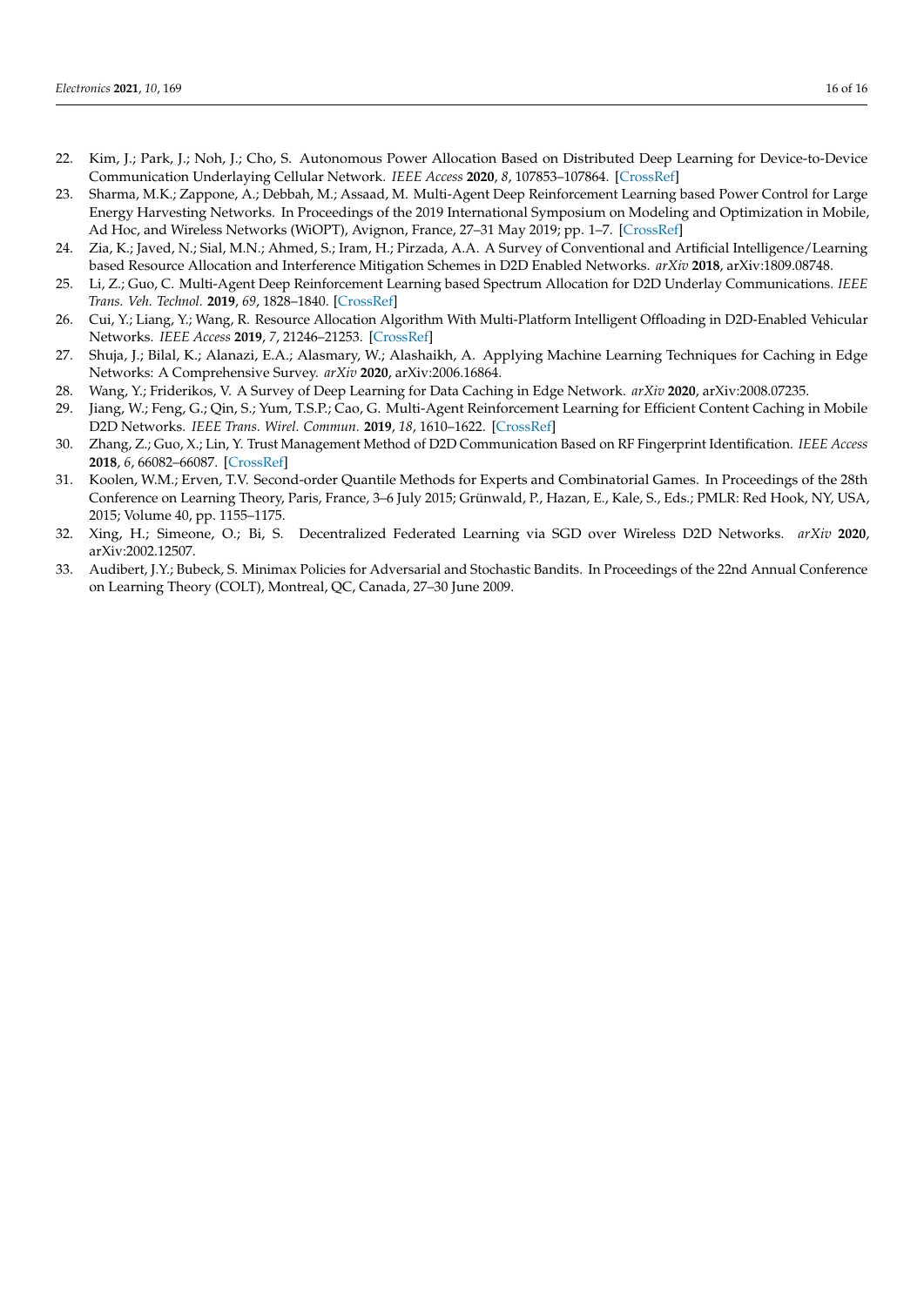22. Kim, J.; Park, J.; Noh, J.; Cho, S. Autonomous Power Allocation Based on Distributed Deep Learning for Device-to-Device Communication Underlaying Cellular Network. *IEEE Access* **2020**, *8*, 107853–107864. [CrossRef]
23. Sharma, M.K.; Zappone, A.; Debbah, M.; Assaad, M. Multi-Agent Deep Reinforcement Learning based Power Control for Large Energy Harvesting Networks. In Proceedings of the 2019 International Symposium on Modeling and Optimization in Mobile, Ad Hoc, and Wireless Networks (WiOPT), Avignon, France, 27–31 May 2019; pp. 1–7. [CrossRef]
24. Zia, K.; Javed, N.; Sial, M.N.; Ahmed, S.; Iram, H.; Pirzada, A.A. A Survey of Conventional and Artificial Intelligence/Learning based Resource Allocation and Interference Mitigation Schemes in D2D Enabled Networks. *arXiv* **2018**, arXiv:1809.08748.
25. Li, Z.; Guo, C. Multi-Agent Deep Reinforcement Learning based Spectrum Allocation for D2D Underlay Communications. *IEEE Trans. Veh. Technol.* **2019**, *69*, 1828–1840. [CrossRef]
26. Cui, Y.; Liang, Y.; Wang, R. Resource Allocation Algorithm With Multi-Platform Intelligent Offloading in D2D-Enabled Vehicular Networks. *IEEE Access* **2019**, *7*, 21246–21253. [CrossRef]
27. Shuja, J.; Bilal, K.; Alanazi, E.A.; Alasmary, W.; Alashaikh, A. Applying Machine Learning Techniques for Caching in Edge Networks: A Comprehensive Survey. *arXiv* **2020**, arXiv:2006.16864.
28. Wang, Y.; Friderikos, V. A Survey of Deep Learning for Data Caching in Edge Network. *arXiv* **2020**, arXiv:2008.07235.
29. Jiang, W.; Feng, G.; Qin, S.; Yum, T.S.P.; Cao, G. Multi-Agent Reinforcement Learning for Efficient Content Caching in Mobile D2D Networks. *IEEE Trans. Wirel. Commun.* **2019**, *18*, 1610–1622. [CrossRef]
30. Zhang, Z.; Guo, X.; Lin, Y. Trust Management Method of D2D Communication Based on RF Fingerprint Identification. *IEEE Access* **2018**, *6*, 66082–66087. [CrossRef]
31. Koolen, W.M.; Erven, T.V. Second-order Quantile Methods for Experts and Combinatorial Games. In Proceedings of the 28th Conference on Learning Theory, Paris, France, 3–6 July 2015; Grünwald, P., Hazan, E., Kale, S., Eds.; PMLR: Red Hook, NY, USA, 2015; Volume 40, pp. 1155–1175.
32. Xing, H.; Simeone, O.; Bi, S. Decentralized Federated Learning via SGD over Wireless D2D Networks. *arXiv* **2020**, arXiv:2002.12507.
33. Audibert, J.Y.; Bubeck, S. Minimax Policies for Adversarial and Stochastic Bandits. In Proceedings of the 22nd Annual Conference on Learning Theory (COLT), Montreal, QC, Canada, 27–30 June 2009.